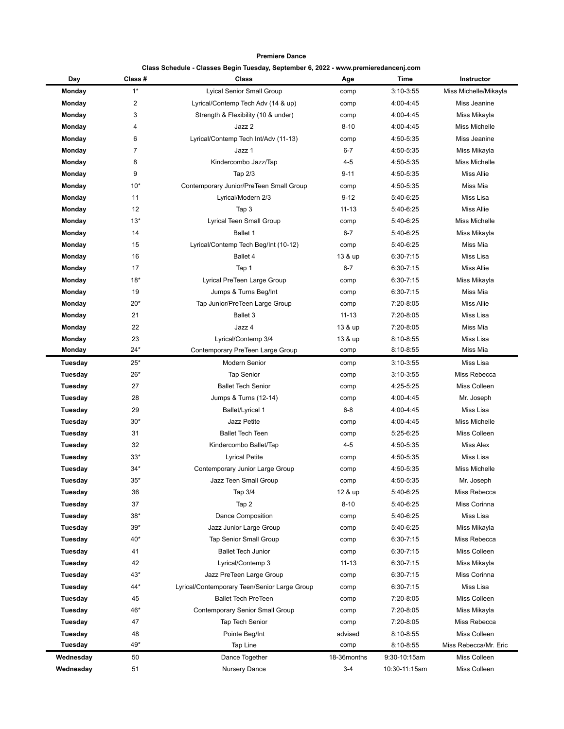**Premiere Dance**

**Class Schedule - Classes Begin Tuesday, September 6, 2022 - www.premieredancenj.com**

| Day | Class # | Class | Age | Time | Instructor |
|---|---|---|---|---|---|
| **Monday** | 1* | Lyical Senior Small Group | comp | 3:10-3:55 | Miss Michelle/Mikayla |
| **Monday** | 2 | Lyrical/Contemp Tech Adv (14 & up) | comp | 4:00-4:45 | Miss Jeanine |
| **Monday** | 3 | Strength & Flexibility (10 & under) | comp | 4:00-4:45 | Miss Mikayla |
| **Monday** | 4 | Jazz 2 | 8-10 | 4:00-4:45 | Miss Michelle |
| **Monday** | 6 | Lyrical/Contemp Tech Int/Adv (11-13) | comp | 4:50-5:35 | Miss Jeanine |
| **Monday** | 7 | Jazz 1 | 6-7 | 4:50-5:35 | Miss Mikayla |
| **Monday** | 8 | Kindercombo Jazz/Tap | 4-5 | 4:50-5:35 | Miss Michelle |
| **Monday** | 9 | Tap 2/3 | 9-11 | 4:50-5:35 | Miss Allie |
| **Monday** | 10* | Contemporary Junior/PreTeen Small Group | comp | 4:50-5:35 | Miss Mia |
| **Monday** | 11 | Lyrical/Modern 2/3 | 9-12 | 5:40-6:25 | Miss Lisa |
| **Monday** | 12 | Tap 3 | 11-13 | 5:40-6:25 | Miss Allie |
| **Monday** | 13* | Lyrical Teen Small Group | comp | 5:40-6:25 | Miss Michelle |
| **Monday** | 14 | Ballet 1 | 6-7 | 5:40-6:25 | Miss Mikayla |
| **Monday** | 15 | Lyrical/Contemp Tech Beg/Int (10-12) | comp | 5:40-6:25 | Miss Mia |
| **Monday** | 16 | Ballet 4 | 13 & up | 6:30-7:15 | Miss Lisa |
| **Monday** | 17 | Tap 1 | 6-7 | 6:30-7:15 | Miss Allie |
| **Monday** | 18* | Lyrical PreTeen Large Group | comp | 6:30-7:15 | Miss Mikayla |
| **Monday** | 19 | Jumps & Turns Beg/Int | comp | 6:30-7:15 | Miss Mia |
| **Monday** | 20* | Tap Junior/PreTeen Large Group | comp | 7:20-8:05 | Miss Allie |
| **Monday** | 21 | Ballet 3 | 11-13 | 7:20-8:05 | Miss Lisa |
| **Monday** | 22 | Jazz 4 | 13 & up | 7:20-8:05 | Miss Mia |
| **Monday** | 23 | Lyrical/Contemp 3/4 | 13 & up | 8:10-8:55 | Miss Lisa |
| **Monday** | 24* | Contemporary PreTeen Large Group | comp | 8:10-8:55 | Miss Mia |
| **Tuesday** | 25* | Modern Senior | comp | 3:10-3:55 | Miss Lisa |
| **Tuesday** | 26* | Tap Senior | comp | 3:10-3:55 | Miss Rebecca |
| **Tuesday** | 27 | Ballet Tech Senior | comp | 4:25-5:25 | Miss Colleen |
| **Tuesday** | 28 | Jumps & Turns (12-14) | comp | 4:00-4:45 | Mr. Joseph |
| **Tuesday** | 29 | Ballet/Lyrical 1 | 6-8 | 4:00-4:45 | Miss Lisa |
| **Tuesday** | 30* | Jazz Petite | comp | 4:00-4:45 | Miss Michelle |
| **Tuesday** | 31 | Ballet Tech Teen | comp | 5:25-6:25 | Miss Colleen |
| **Tuesday** | 32 | Kindercombo Ballet/Tap | 4-5 | 4:50-5:35 | Miss Alex |
| **Tuesday** | 33* | Lyrical Petite | comp | 4:50-5:35 | Miss Lisa |
| **Tuesday** | 34* | Contemporary Junior Large Group | comp | 4:50-5:35 | Miss Michelle |
| **Tuesday** | 35* | Jazz Teen Small Group | comp | 4:50-5:35 | Mr. Joseph |
| **Tuesday** | 36 | Tap 3/4 | 12 & up | 5:40-6:25 | Miss Rebecca |
| **Tuesday** | 37 | Tap 2 | 8-10 | 5:40-6:25 | Miss Corinna |
| **Tuesday** | 38* | Dance Composition | comp | 5:40-6:25 | Miss Lisa |
| **Tuesday** | 39* | Jazz Junior Large Group | comp | 5:40-6:25 | Miss Mikayla |
| **Tuesday** | 40* | Tap Senior Small Group | comp | 6:30-7:15 | Miss Rebecca |
| **Tuesday** | 41 | Ballet Tech Junior | comp | 6:30-7:15 | Miss Colleen |
| **Tuesday** | 42 | Lyrical/Contemp 3 | 11-13 | 6:30-7:15 | Miss Mikayla |
| **Tuesday** | 43* | Jazz PreTeen Large Group | comp | 6:30-7:15 | Miss Corinna |
| **Tuesday** | 44* | Lyrical/Contemporary Teen/Senior Large Group | comp | 6:30-7:15 | Miss Lisa |
| **Tuesday** | 45 | Ballet Tech PreTeen | comp | 7:20-8:05 | Miss Colleen |
| **Tuesday** | 46* | Contemporary Senior Small Group | comp | 7:20-8:05 | Miss Mikayla |
| **Tuesday** | 47 | Tap Tech Senior | comp | 7:20-8:05 | Miss Rebecca |
| **Tuesday** | 48 | Pointe Beg/Int | advised | 8:10-8:55 | Miss Colleen |
| **Tuesday** | 49* | Tap Line | comp | 8:10-8:55 | Miss Rebecca/Mr. Eric |
| **Wednesday** | 50 | Dance Together | 18-36months | 9:30-10:15am | Miss Colleen |
| **Wednesday** | 51 | Nursery Dance | 3-4 | 10:30-11:15am | Miss Colleen |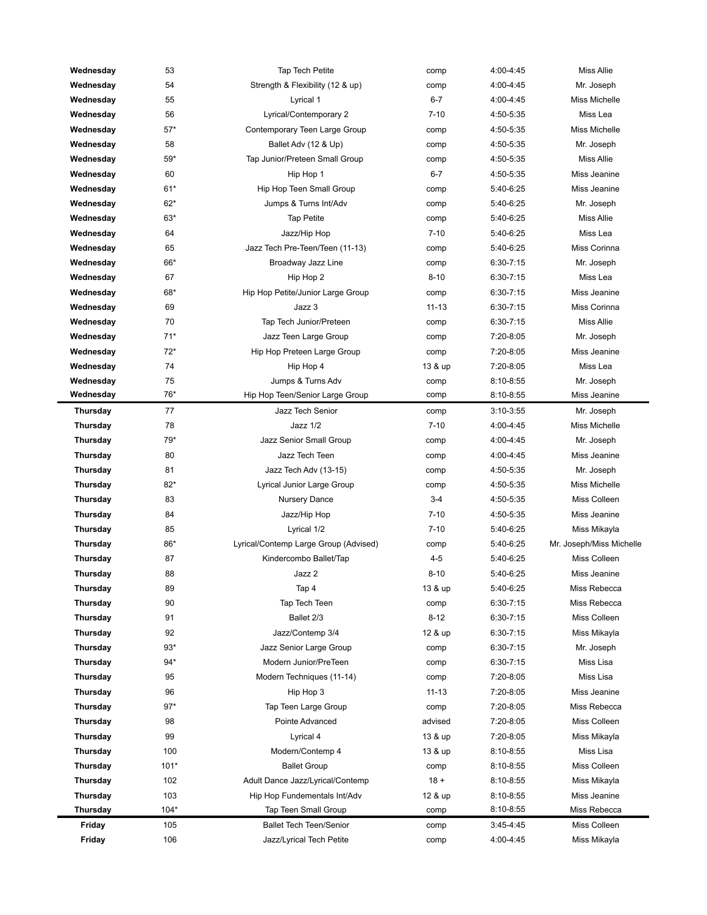| | | | | | |
|---|---|---|---|---|---|
| **Wednesday** | 53 | Tap Tech Petite | comp | 4:00-4:45 | Miss Allie |
| **Wednesday** | 54 | Strength & Flexibility (12 & up) | comp | 4:00-4:45 | Mr. Joseph |
| **Wednesday** | 55 | Lyrical 1 | 6-7 | 4:00-4:45 | Miss Michelle |
| **Wednesday** | 56 | Lyrical/Contemporary 2 | 7-10 | 4:50-5:35 | Miss Lea |
| **Wednesday** | 57* | Contemporary Teen Large Group | comp | 4:50-5:35 | Miss Michelle |
| **Wednesday** | 58 | Ballet Adv (12 & Up) | comp | 4:50-5:35 | Mr. Joseph |
| **Wednesday** | 59* | Tap Junior/Preteen Small Group | comp | 4:50-5:35 | Miss Allie |
| **Wednesday** | 60 | Hip Hop 1 | 6-7 | 4:50-5:35 | Miss Jeanine |
| **Wednesday** | 61* | Hip Hop Teen Small Group | comp | 5:40-6:25 | Miss Jeanine |
| **Wednesday** | 62* | Jumps & Turns Int/Adv | comp | 5:40-6:25 | Mr. Joseph |
| **Wednesday** | 63* | Tap Petite | comp | 5:40-6:25 | Miss Allie |
| **Wednesday** | 64 | Jazz/Hip Hop | 7-10 | 5:40-6:25 | Miss Lea |
| **Wednesday** | 65 | Jazz Tech Pre-Teen/Teen (11-13) | comp | 5:40-6:25 | Miss Corinna |
| **Wednesday** | 66* | Broadway Jazz Line | comp | 6:30-7:15 | Mr. Joseph |
| **Wednesday** | 67 | Hip Hop 2 | 8-10 | 6:30-7:15 | Miss Lea |
| **Wednesday** | 68* | Hip Hop Petite/Junior Large Group | comp | 6:30-7:15 | Miss Jeanine |
| **Wednesday** | 69 | Jazz 3 | 11-13 | 6:30-7:15 | Miss Corinna |
| **Wednesday** | 70 | Tap Tech Junior/Preteen | comp | 6:30-7:15 | Miss Allie |
| **Wednesday** | 71* | Jazz Teen Large Group | comp | 7:20-8:05 | Mr. Joseph |
| **Wednesday** | 72* | Hip Hop Preteen Large Group | comp | 7:20-8:05 | Miss Jeanine |
| **Wednesday** | 74 | Hip Hop 4 | 13 & up | 7:20-8:05 | Miss Lea |
| **Wednesday** | 75 | Jumps & Turns Adv | comp | 8:10-8:55 | Mr. Joseph |
| **Wednesday** | 76* | Hip Hop Teen/Senior Large Group | comp | 8:10-8:55 | Miss Jeanine |
| **Thursday** | 77 | Jazz Tech Senior | comp | 3:10-3:55 | Mr. Joseph |
| **Thursday** | 78 | Jazz 1/2 | 7-10 | 4:00-4:45 | Miss Michelle |
| **Thursday** | 79* | Jazz Senior Small Group | comp | 4:00-4:45 | Mr. Joseph |
| **Thursday** | 80 | Jazz Tech Teen | comp | 4:00-4:45 | Miss Jeanine |
| **Thursday** | 81 | Jazz Tech Adv (13-15) | comp | 4:50-5:35 | Mr. Joseph |
| **Thursday** | 82* | Lyrical Junior Large Group | comp | 4:50-5:35 | Miss Michelle |
| **Thursday** | 83 | Nursery Dance | 3-4 | 4:50-5:35 | Miss Colleen |
| **Thursday** | 84 | Jazz/Hip Hop | 7-10 | 4:50-5:35 | Miss Jeanine |
| **Thursday** | 85 | Lyrical 1/2 | 7-10 | 5:40-6:25 | Miss Mikayla |
| **Thursday** | 86* | Lyrical/Contemp Large Group (Advised) | comp | 5:40-6:25 | Mr. Joseph/Miss Michelle |
| **Thursday** | 87 | Kindercombo Ballet/Tap | 4-5 | 5:40-6:25 | Miss Colleen |
| **Thursday** | 88 | Jazz 2 | 8-10 | 5:40-6:25 | Miss Jeanine |
| **Thursday** | 89 | Tap 4 | 13 & up | 5:40-6:25 | Miss Rebecca |
| **Thursday** | 90 | Tap Tech Teen | comp | 6:30-7:15 | Miss Rebecca |
| **Thursday** | 91 | Ballet 2/3 | 8-12 | 6:30-7:15 | Miss Colleen |
| **Thursday** | 92 | Jazz/Contemp 3/4 | 12 & up | 6:30-7:15 | Miss Mikayla |
| **Thursday** | 93* | Jazz Senior Large Group | comp | 6:30-7:15 | Mr. Joseph |
| **Thursday** | 94* | Modern Junior/PreTeen | comp | 6:30-7:15 | Miss Lisa |
| **Thursday** | 95 | Modern Techniques (11-14) | comp | 7:20-8:05 | Miss Lisa |
| **Thursday** | 96 | Hip Hop 3 | 11-13 | 7:20-8:05 | Miss Jeanine |
| **Thursday** | 97* | Tap Teen Large Group | comp | 7:20-8:05 | Miss Rebecca |
| **Thursday** | 98 | Pointe Advanced | advised | 7:20-8:05 | Miss Colleen |
| **Thursday** | 99 | Lyrical 4 | 13 & up | 7:20-8:05 | Miss Mikayla |
| **Thursday** | 100 | Modern/Contemp 4 | 13 & up | 8:10-8:55 | Miss Lisa |
| **Thursday** | 101* | Ballet Group | comp | 8:10-8:55 | Miss Colleen |
| **Thursday** | 102 | Adult Dance Jazz/Lyrical/Contemp | 18 + | 8:10-8:55 | Miss Mikayla |
| **Thursday** | 103 | Hip Hop Fundementals Int/Adv | 12 & up | 8:10-8:55 | Miss Jeanine |
| **Thursday** | 104* | Tap Teen Small Group | comp | 8:10-8:55 | Miss Rebecca |
| **Friday** | 105 | Ballet Tech Teen/Senior | comp | 3:45-4:45 | Miss Colleen |
| **Friday** | 106 | Jazz/Lyrical Tech Petite | comp | 4:00-4:45 | Miss Mikayla |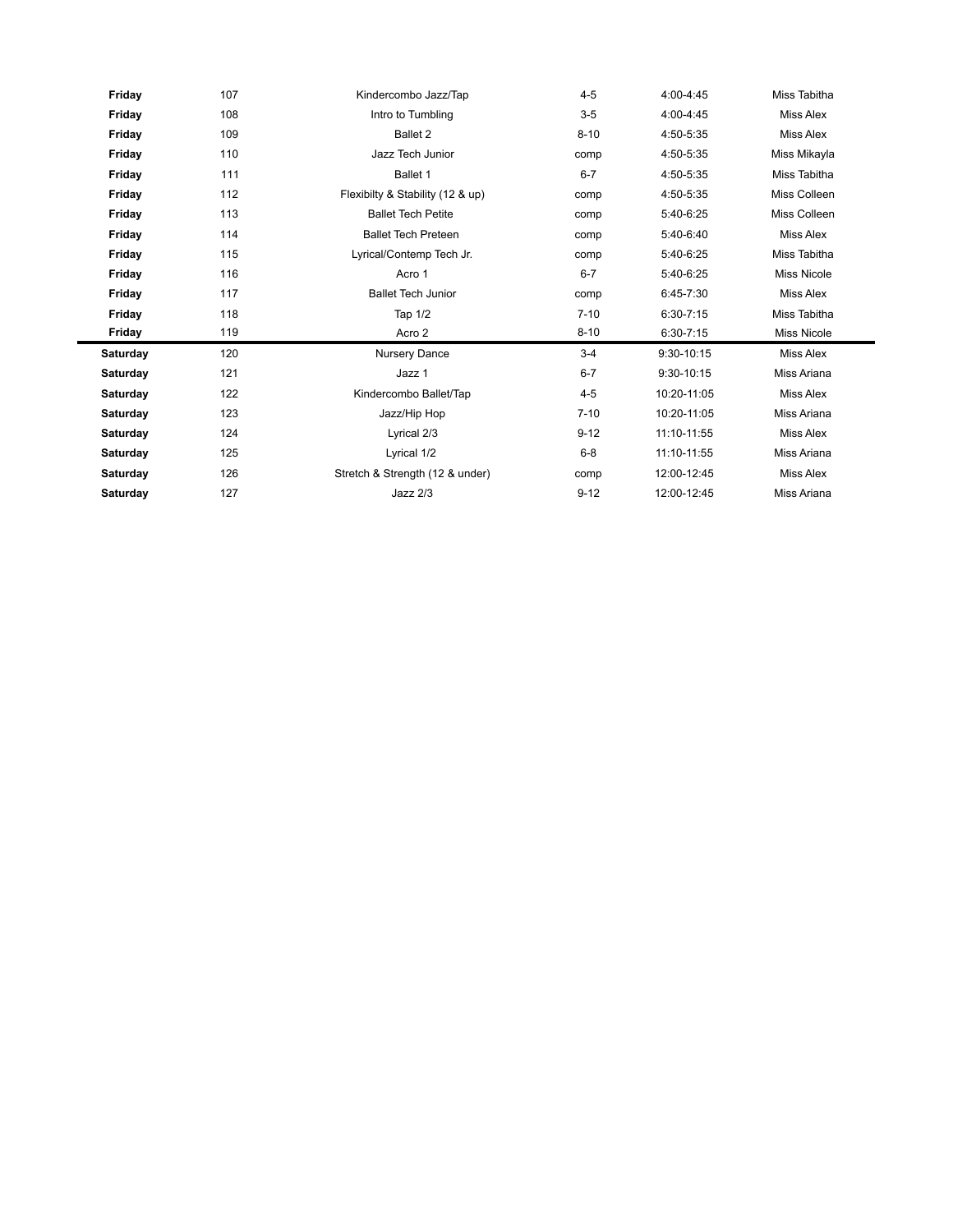| | | | | | |
|---|---|---|---|---|---|
| **Friday** | 107 | Kindercombo Jazz/Tap | 4-5 | 4:00-4:45 | Miss Tabitha |
| **Friday** | 108 | Intro to Tumbling | 3-5 | 4:00-4:45 | Miss Alex |
| **Friday** | 109 | Ballet 2 | 8-10 | 4:50-5:35 | Miss Alex |
| **Friday** | 110 | Jazz Tech Junior | comp | 4:50-5:35 | Miss Mikayla |
| **Friday** | 111 | Ballet 1 | 6-7 | 4:50-5:35 | Miss Tabitha |
| **Friday** | 112 | Flexibilty & Stability (12 & up) | comp | 4:50-5:35 | Miss Colleen |
| **Friday** | 113 | Ballet Tech Petite | comp | 5:40-6:25 | Miss Colleen |
| **Friday** | 114 | Ballet Tech Preteen | comp | 5:40-6:40 | Miss Alex |
| **Friday** | 115 | Lyrical/Contemp Tech Jr. | comp | 5:40-6:25 | Miss Tabitha |
| **Friday** | 116 | Acro 1 | 6-7 | 5:40-6:25 | Miss Nicole |
| **Friday** | 117 | Ballet Tech Junior | comp | 6:45-7:30 | Miss Alex |
| **Friday** | 118 | Tap 1/2 | 7-10 | 6:30-7:15 | Miss Tabitha |
| **Friday** | 119 | Acro 2 | 8-10 | 6:30-7:15 | Miss Nicole |
| **Saturday** | 120 | Nursery Dance | 3-4 | 9:30-10:15 | Miss Alex |
| **Saturday** | 121 | Jazz 1 | 6-7 | 9:30-10:15 | Miss Ariana |
| **Saturday** | 122 | Kindercombo Ballet/Tap | 4-5 | 10:20-11:05 | Miss Alex |
| **Saturday** | 123 | Jazz/Hip Hop | 7-10 | 10:20-11:05 | Miss Ariana |
| **Saturday** | 124 | Lyrical 2/3 | 9-12 | 11:10-11:55 | Miss Alex |
| **Saturday** | 125 | Lyrical 1/2 | 6-8 | 11:10-11:55 | Miss Ariana |
| **Saturday** | 126 | Stretch & Strength (12 & under) | comp | 12:00-12:45 | Miss Alex |
| **Saturday** | 127 | Jazz 2/3 | 9-12 | 12:00-12:45 | Miss Ariana |